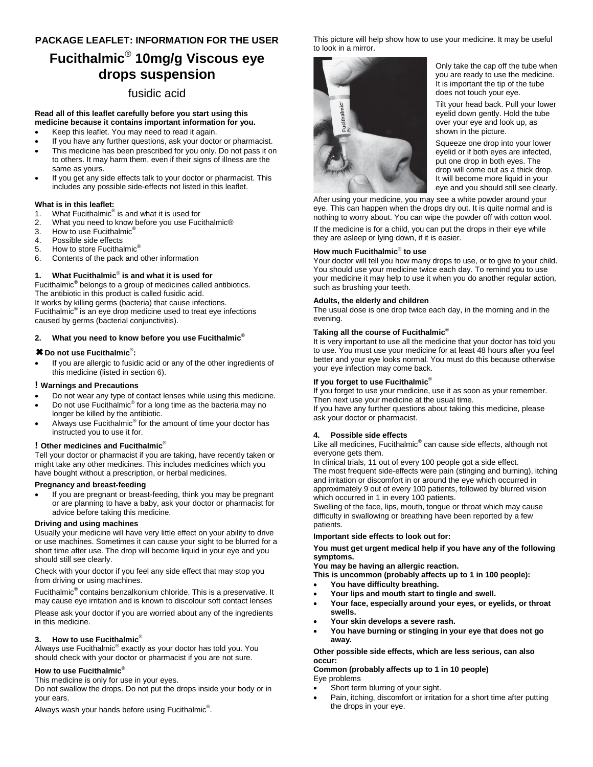**PACKAGE LEAFLET: INFORMATION FOR THE USER**

# Fucithalmic® 10mg/g Viscous eye drops suspension

fusidic acid

**Read all of this leaflet carefully before you start using this medicine because it contains important information for you.**

- Keep this leaflet. You may need to read it again.
- If you have any further questions, ask your doctor or pharmacist.
- This medicine has been prescribed for you only. Do not pass it on to others. It may harm them, even if their signs of illness are the same as yours.
- If you get any side effects talk to your doctor or pharmacist. This includes any possible side-effects not listed in this leaflet.

**What is in this leaflet:**

1. What Fucithalmic® is and what it is used for
2. What you need to know before you use Fucithalmic®
3. How to use Fucithalmic®
4. Possible side effects
5. How to store Fucithalmic®
6. Contents of the pack and other information

## 1. What Fucithalmic® is and what it is used for

Fucithalmic® belongs to a group of medicines called antibiotics.
The antibiotic in this product is called fusidic acid.
It works by killing germs (bacteria) that cause infections.
Fucithalmic® is an eye drop medicine used to treat eye infections caused by germs (bacterial conjunctivitis).

## 2. What you need to know before you use Fucithalmic®

**✖ Do not use Fucithalmic®:**

- If you are allergic to fusidic acid or any of the other ingredients of this medicine (listed in section 6).

**! Warnings and Precautions**

- Do not wear any type of contact lenses while using this medicine.
- Do not use Fucithalmic® for a long time as the bacteria may no longer be killed by the antibiotic.
- Always use Fucithalmic® for the amount of time your doctor has instructed you to use it for.

**! Other medicines and Fucithalmic®**

Tell your doctor or pharmacist if you are taking, have recently taken or might take any other medicines. This includes medicines which you have bought without a prescription, or herbal medicines.

**Pregnancy and breast-feeding**

- If you are pregnant or breast-feeding, think you may be pregnant or are planning to have a baby, ask your doctor or pharmacist for advice before taking this medicine.

**Driving and using machines**

Usually your medicine will have very little effect on your ability to drive or use machines. Sometimes it can cause your sight to be blurred for a short time after use. The drop will become liquid in your eye and you should still see clearly.

Check with your doctor if you feel any side effect that may stop you from driving or using machines.

Fucithalmic® contains benzalkonium chloride. This is a preservative. It may cause eye irritation and is known to discolour soft contact lenses

Please ask your doctor if you are worried about any of the ingredients in this medicine.

## 3. How to use Fucithalmic®

Always use Fucithalmic® exactly as your doctor has told you. You should check with your doctor or pharmacist if you are not sure.

**How to use Fucithalmic®**

This medicine is only for use in your eyes.
Do not swallow the drops. Do not put the drops inside your body or in your ears.

Always wash your hands before using Fucithalmic®.

This picture will help show how to use your medicine. It may be useful to look in a mirror.

Only take the cap off the tube when you are ready to use the medicine. It is important the tip of the tube does not touch your eye.

Tilt your head back. Pull your lower eyelid down gently. Hold the tube over your eye and look up, as shown in the picture.

Squeeze one drop into your lower eyelid or if both eyes are infected, put one drop in both eyes. The drop will come out as a thick drop. It will become more liquid in your eye and you should still see clearly.

After using your medicine, you may see a white powder around your eye. This can happen when the drops dry out. It is quite normal and is nothing to worry about. You can wipe the powder off with cotton wool.

If the medicine is for a child, you can put the drops in their eye while they are asleep or lying down, if it is easier.

**How much Fucithalmic® to use**

Your doctor will tell you how many drops to use, or to give to your child. You should use your medicine twice each day. To remind you to use your medicine it may help to use it when you do another regular action, such as brushing your teeth.

**Adults, the elderly and children**

The usual dose is one drop twice each day, in the morning and in the evening.

**Taking all the course of Fucithalmic®**

It is very important to use all the medicine that your doctor has told you to use. You must use your medicine for at least 48 hours after you feel better and your eye looks normal. You must do this because otherwise your eye infection may come back.

**If you forget to use Fucithalmic®**

If you forget to use your medicine, use it as soon as your remember. Then next use your medicine at the usual time.
If you have any further questions about taking this medicine, please ask your doctor or pharmacist.

## 4. Possible side effects

Like all medicines, Fucithalmic® can cause side effects, although not everyone gets them.
In clinical trials, 11 out of every 100 people got a side effect.
The most frequent side-effects were pain (stinging and burning), itching and irritation or discomfort in or around the eye which occurred in approximately 9 out of every 100 patients, followed by blurred vision which occurred in 1 in every 100 patients.
Swelling of the face, lips, mouth, tongue or throat which may cause difficulty in swallowing or breathing have been reported by a few patients.

**Important side effects to look out for:**

**You must get urgent medical help if you have any of the following symptoms.**
**You may be having an allergic reaction.**
**This is uncommon (probably affects up to 1 in 100 people):**

- **You have difficulty breathing.**
- **Your lips and mouth start to tingle and swell.**
- **Your face, especially around your eyes, or eyelids, or throat swells.**
- **Your skin develops a severe rash.**
- **You have burning or stinging in your eye that does not go away.**

**Other possible side effects, which are less serious, can also occur:**

**Common (probably affects up to 1 in 10 people)**
Eye problems

- Short term blurring of your sight.
- Pain, itching, discomfort or irritation for a short time after putting the drops in your eye.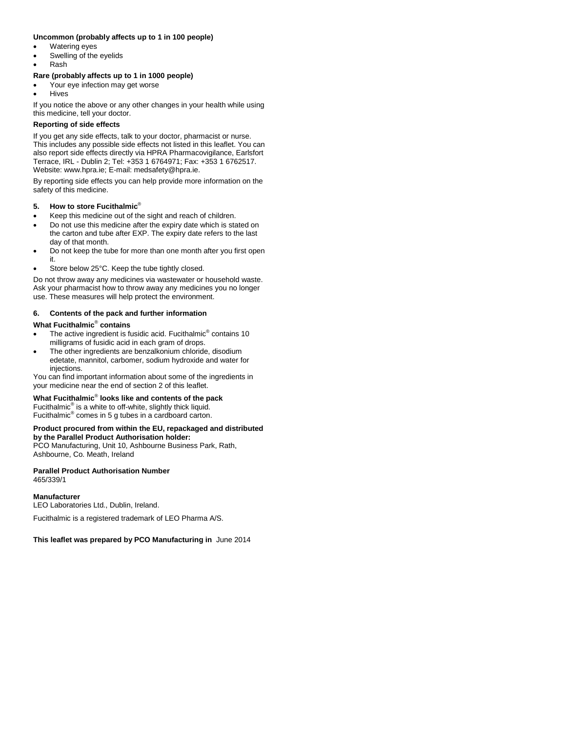**Uncommon (probably affects up to 1 in 100 people)**

- Watering eyes
- Swelling of the eyelids
- Rash

**Rare (probably affects up to 1 in 1000 people)**

- Your eye infection may get worse
- Hives

If you notice the above or any other changes in your health while using this medicine, tell your doctor.

**Reporting of side effects**

If you get any side effects, talk to your doctor, pharmacist or nurse. This includes any possible side effects not listed in this leaflet. You can also report side effects directly via HPRA Pharmacovigilance, Earlsfort Terrace, IRL - Dublin 2; Tel: +353 1 6764971; Fax: +353 1 6762517. Website: www.hpra.ie; E-mail: medsafety@hpra.ie.

By reporting side effects you can help provide more information on the safety of this medicine.

## 5. How to store Fucithalmic®

- Keep this medicine out of the sight and reach of children.
- Do not use this medicine after the expiry date which is stated on the carton and tube after EXP. The expiry date refers to the last day of that month.
- Do not keep the tube for more than one month after you first open it.
- Store below 25°C. Keep the tube tightly closed.

Do not throw away any medicines via wastewater or household waste. Ask your pharmacist how to throw away any medicines you no longer use. These measures will help protect the environment.

## 6. Contents of the pack and further information

**What Fucithalmic® contains**

- The active ingredient is fusidic acid. Fucithalmic® contains 10 milligrams of fusidic acid in each gram of drops.
- The other ingredients are benzalkonium chloride, disodium edetate, mannitol, carbomer, sodium hydroxide and water for injections.

You can find important information about some of the ingredients in your medicine near the end of section 2 of this leaflet.

**What Fucithalmic® looks like and contents of the pack**

Fucithalmic® is a white to off-white, slightly thick liquid.
Fucithalmic® comes in 5 g tubes in a cardboard carton.

**Product procured from within the EU, repackaged and distributed by the Parallel Product Authorisation holder:**
PCO Manufacturing, Unit 10, Ashbourne Business Park, Rath, Ashbourne, Co. Meath, Ireland

**Parallel Product Authorisation Number**
465/339/1

**Manufacturer**
LEO Laboratories Ltd., Dublin, Ireland.

Fucithalmic is a registered trademark of LEO Pharma A/S.

**This leaflet was prepared by PCO Manufacturing in** June 2014